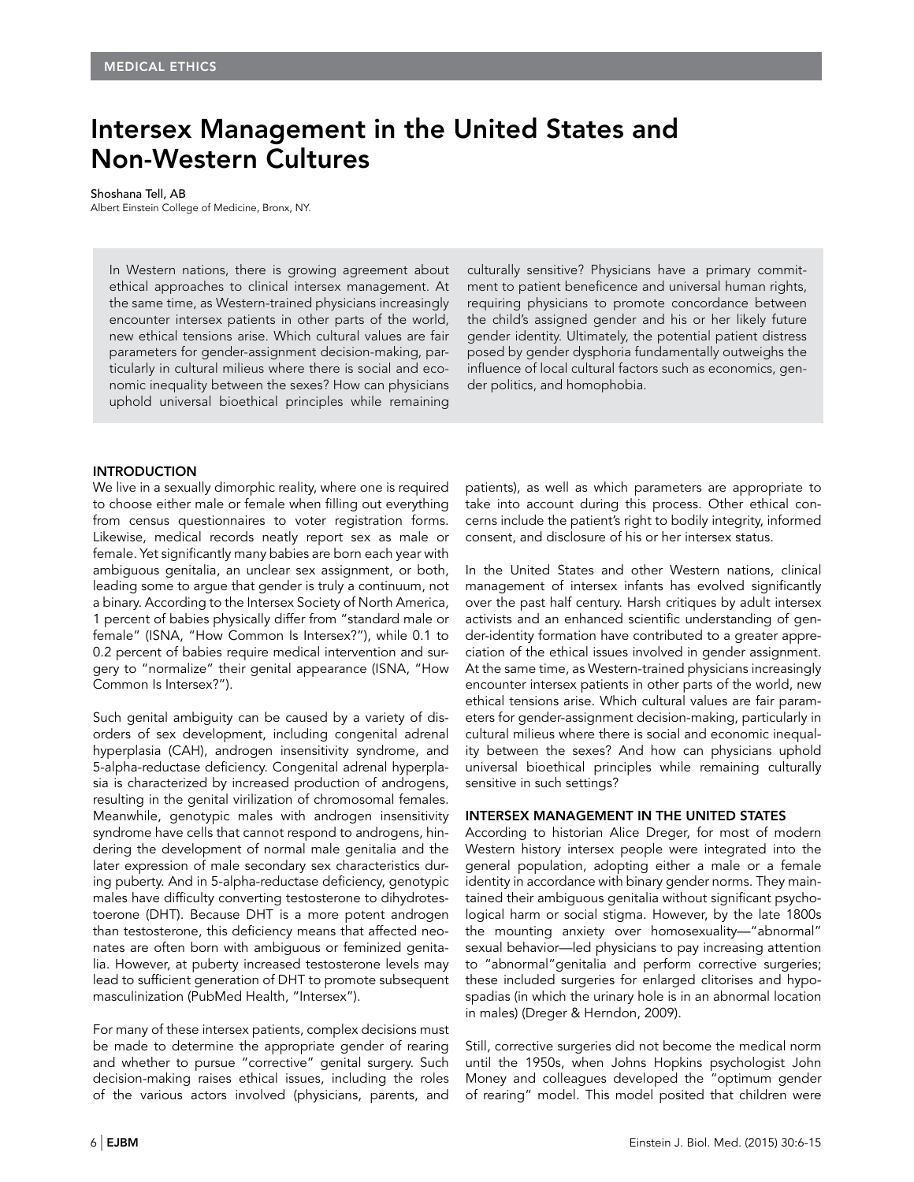MEDICAL ETHICS

# Intersex Management in the United States and Non-Western Cultures

Shoshana Tell, AB
Albert Einstein College of Medicine, Bronx, NY.

In Western nations, there is growing agreement about ethical approaches to clinical intersex management. At the same time, as Western-trained physicians increasingly encounter intersex patients in other parts of the world, new ethical tensions arise. Which cultural values are fair parameters for gender-assignment decision-making, particularly in cultural milieus where there is social and economic inequality between the sexes? How can physicians uphold universal bioethical principles while remaining culturally sensitive? Physicians have a primary commitment to patient beneficence and universal human rights, requiring physicians to promote concordance between the child's assigned gender and his or her likely future gender identity. Ultimately, the potential patient distress posed by gender dysphoria fundamentally outweighs the influence of local cultural factors such as economics, gender politics, and homophobia.

## INTRODUCTION

We live in a sexually dimorphic reality, where one is required to choose either male or female when filling out everything from census questionnaires to voter registration forms. Likewise, medical records neatly report sex as male or female. Yet significantly many babies are born each year with ambiguous genitalia, an unclear sex assignment, or both, leading some to argue that gender is truly a continuum, not a binary. According to the Intersex Society of North America, 1 percent of babies physically differ from "standard male or female" (ISNA, "How Common Is Intersex?"), while 0.1 to 0.2 percent of babies require medical intervention and surgery to "normalize" their genital appearance (ISNA, "How Common Is Intersex?").

Such genital ambiguity can be caused by a variety of disorders of sex development, including congenital adrenal hyperplasia (CAH), androgen insensitivity syndrome, and 5-alpha-reductase deficiency. Congenital adrenal hyperplasia is characterized by increased production of androgens, resulting in the genital virilization of chromosomal females. Meanwhile, genotypic males with androgen insensitivity syndrome have cells that cannot respond to androgens, hindering the development of normal male genitalia and the later expression of male secondary sex characteristics during puberty. And in 5-alpha-reductase deficiency, genotypic males have difficulty converting testosterone to dihydrotestoterone (DHT). Because DHT is a more potent androgen than testosterone, this deficiency means that affected neonates are often born with ambiguous or feminized genitalia. However, at puberty increased testosterone levels may lead to sufficient generation of DHT to promote subsequent masculinization (PubMed Health, "Intersex").

For many of these intersex patients, complex decisions must be made to determine the appropriate gender of rearing and whether to pursue "corrective" genital surgery. Such decision-making raises ethical issues, including the roles of the various actors involved (physicians, parents, and patients), as well as which parameters are appropriate to take into account during this process. Other ethical concerns include the patient's right to bodily integrity, informed consent, and disclosure of his or her intersex status.

In the United States and other Western nations, clinical management of intersex infants has evolved significantly over the past half century. Harsh critiques by adult intersex activists and an enhanced scientific understanding of gender-identity formation have contributed to a greater appreciation of the ethical issues involved in gender assignment. At the same time, as Western-trained physicians increasingly encounter intersex patients in other parts of the world, new ethical tensions arise. Which cultural values are fair parameters for gender-assignment decision-making, particularly in cultural milieus where there is social and economic inequality between the sexes? And how can physicians uphold universal bioethical principles while remaining culturally sensitive in such settings?

## INTERSEX MANAGEMENT IN THE UNITED STATES

According to historian Alice Dreger, for most of modern Western history intersex people were integrated into the general population, adopting either a male or a female identity in accordance with binary gender norms. They maintained their ambiguous genitalia without significant psychological harm or social stigma. However, by the late 1800s the mounting anxiety over homosexuality—"abnormal" sexual behavior—led physicians to pay increasing attention to "abnormal"genitalia and perform corrective surgeries; these included surgeries for enlarged clitorises and hypospadias (in which the urinary hole is in an abnormal location in males) (Dreger & Herndon, 2009).

Still, corrective surgeries did not become the medical norm until the 1950s, when Johns Hopkins psychologist John Money and colleagues developed the "optimum gender of rearing" model. This model posited that children were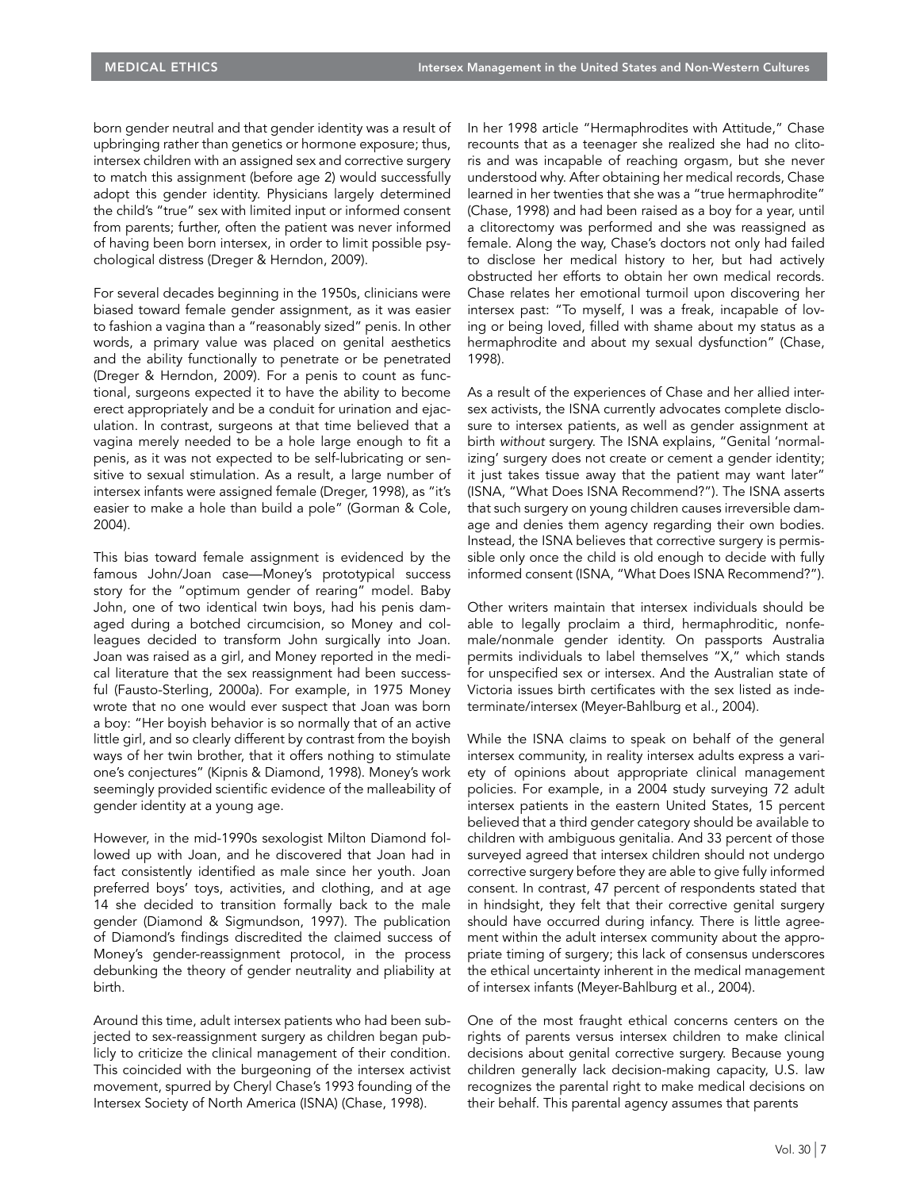born gender neutral and that gender identity was a result of upbringing rather than genetics or hormone exposure; thus, intersex children with an assigned sex and corrective surgery to match this assignment (before age 2) would successfully adopt this gender identity. Physicians largely determined the child's "true" sex with limited input or informed consent from parents; further, often the patient was never informed of having been born intersex, in order to limit possible psychological distress (Dreger & Herndon, 2009).

For several decades beginning in the 1950s, clinicians were biased toward female gender assignment, as it was easier to fashion a vagina than a "reasonably sized" penis. In other words, a primary value was placed on genital aesthetics and the ability functionally to penetrate or be penetrated (Dreger & Herndon, 2009). For a penis to count as functional, surgeons expected it to have the ability to become erect appropriately and be a conduit for urination and ejaculation. In contrast, surgeons at that time believed that a vagina merely needed to be a hole large enough to fit a penis, as it was not expected to be self-lubricating or sensitive to sexual stimulation. As a result, a large number of intersex infants were assigned female (Dreger, 1998), as "it's easier to make a hole than build a pole" (Gorman & Cole, 2004).

This bias toward female assignment is evidenced by the famous John/Joan case—Money's prototypical success story for the "optimum gender of rearing" model. Baby John, one of two identical twin boys, had his penis damaged during a botched circumcision, so Money and colleagues decided to transform John surgically into Joan. Joan was raised as a girl, and Money reported in the medical literature that the sex reassignment had been successful (Fausto-Sterling, 2000a). For example, in 1975 Money wrote that no one would ever suspect that Joan was born a boy: "Her boyish behavior is so normally that of an active little girl, and so clearly different by contrast from the boyish ways of her twin brother, that it offers nothing to stimulate one's conjectures" (Kipnis & Diamond, 1998). Money's work seemingly provided scientific evidence of the malleability of gender identity at a young age.

However, in the mid-1990s sexologist Milton Diamond followed up with Joan, and he discovered that Joan had in fact consistently identified as male since her youth. Joan preferred boys' toys, activities, and clothing, and at age 14 she decided to transition formally back to the male gender (Diamond & Sigmundson, 1997). The publication of Diamond's findings discredited the claimed success of Money's gender-reassignment protocol, in the process debunking the theory of gender neutrality and pliability at birth.

Around this time, adult intersex patients who had been subjected to sex-reassignment surgery as children began publicly to criticize the clinical management of their condition. This coincided with the burgeoning of the intersex activist movement, spurred by Cheryl Chase's 1993 founding of the Intersex Society of North America (ISNA) (Chase, 1998).

In her 1998 article "Hermaphrodites with Attitude," Chase recounts that as a teenager she realized she had no clitoris and was incapable of reaching orgasm, but she never understood why. After obtaining her medical records, Chase learned in her twenties that she was a "true hermaphrodite" (Chase, 1998) and had been raised as a boy for a year, until a clitorectomy was performed and she was reassigned as female. Along the way, Chase's doctors not only had failed to disclose her medical history to her, but had actively obstructed her efforts to obtain her own medical records. Chase relates her emotional turmoil upon discovering her intersex past: "To myself, I was a freak, incapable of loving or being loved, filled with shame about my status as a hermaphrodite and about my sexual dysfunction" (Chase, 1998).

As a result of the experiences of Chase and her allied intersex activists, the ISNA currently advocates complete disclosure to intersex patients, as well as gender assignment at birth *without* surgery. The ISNA explains, "Genital 'normalizing' surgery does not create or cement a gender identity; it just takes tissue away that the patient may want later" (ISNA, "What Does ISNA Recommend?"). The ISNA asserts that such surgery on young children causes irreversible damage and denies them agency regarding their own bodies. Instead, the ISNA believes that corrective surgery is permissible only once the child is old enough to decide with fully informed consent (ISNA, "What Does ISNA Recommend?").

Other writers maintain that intersex individuals should be able to legally proclaim a third, hermaphroditic, nonfemale/nonmale gender identity. On passports Australia permits individuals to label themselves "X," which stands for unspecified sex or intersex. And the Australian state of Victoria issues birth certificates with the sex listed as indeterminate/intersex (Meyer-Bahlburg et al., 2004).

While the ISNA claims to speak on behalf of the general intersex community, in reality intersex adults express a variety of opinions about appropriate clinical management policies. For example, in a 2004 study surveying 72 adult intersex patients in the eastern United States, 15 percent believed that a third gender category should be available to children with ambiguous genitalia. And 33 percent of those surveyed agreed that intersex children should not undergo corrective surgery before they are able to give fully informed consent. In contrast, 47 percent of respondents stated that in hindsight, they felt that their corrective genital surgery should have occurred during infancy. There is little agreement within the adult intersex community about the appropriate timing of surgery; this lack of consensus underscores the ethical uncertainty inherent in the medical management of intersex infants (Meyer-Bahlburg et al., 2004).

One of the most fraught ethical concerns centers on the rights of parents versus intersex children to make clinical decisions about genital corrective surgery. Because young children generally lack decision-making capacity, U.S. law recognizes the parental right to make medical decisions on their behalf. This parental agency assumes that parents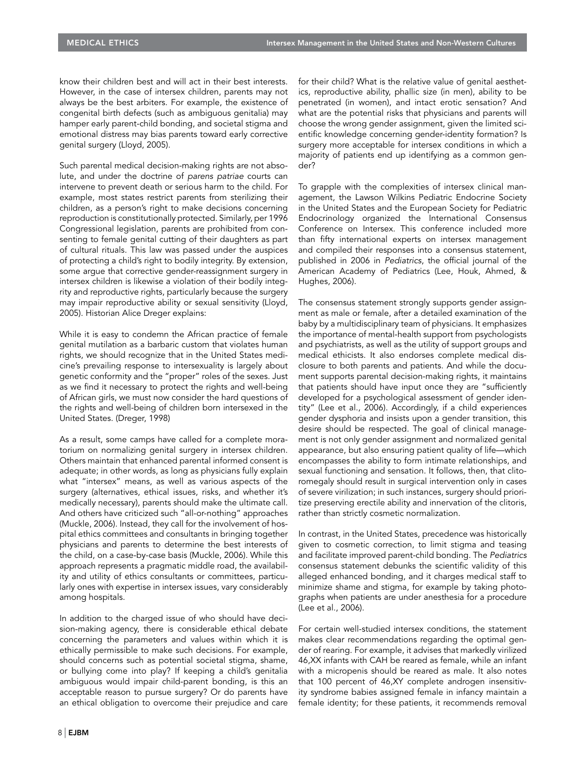know their children best and will act in their best interests. However, in the case of intersex children, parents may not always be the best arbiters. For example, the existence of congenital birth defects (such as ambiguous genitalia) may hamper early parent-child bonding, and societal stigma and emotional distress may bias parents toward early corrective genital surgery (Lloyd, 2005).

Such parental medical decision-making rights are not absolute, and under the doctrine of *parens patriae* courts can intervene to prevent death or serious harm to the child. For example, most states restrict parents from sterilizing their children, as a person's right to make decisions concerning reproduction is constitutionally protected. Similarly, per 1996 Congressional legislation, parents are prohibited from consenting to female genital cutting of their daughters as part of cultural rituals. This law was passed under the auspices of protecting a child's right to bodily integrity. By extension, some argue that corrective gender-reassignment surgery in intersex children is likewise a violation of their bodily integrity and reproductive rights, particularly because the surgery may impair reproductive ability or sexual sensitivity (Lloyd, 2005). Historian Alice Dreger explains:

> While it is easy to condemn the African practice of female genital mutilation as a barbaric custom that violates human rights, we should recognize that in the United States medicine's prevailing response to intersexuality is largely about genetic conformity and the "proper" roles of the sexes. Just as we find it necessary to protect the rights and well-being of African girls, we must now consider the hard questions of the rights and well-being of children born intersexed in the United States. (Dreger, 1998)

As a result, some camps have called for a complete moratorium on normalizing genital surgery in intersex children. Others maintain that enhanced parental informed consent is adequate; in other words, as long as physicians fully explain what "intersex" means, as well as various aspects of the surgery (alternatives, ethical issues, risks, and whether it's medically necessary), parents should make the ultimate call. And others have criticized such "all-or-nothing" approaches (Muckle, 2006). Instead, they call for the involvement of hospital ethics committees and consultants in bringing together physicians and parents to determine the best interests of the child, on a case-by-case basis (Muckle, 2006). While this approach represents a pragmatic middle road, the availability and utility of ethics consultants or committees, particularly ones with expertise in intersex issues, vary considerably among hospitals.

In addition to the charged issue of who should have decision-making agency, there is considerable ethical debate concerning the parameters and values within which it is ethically permissible to make such decisions. For example, should concerns such as potential societal stigma, shame, or bullying come into play? If keeping a child's genitalia ambiguous would impair child-parent bonding, is this an acceptable reason to pursue surgery? Or do parents have an ethical obligation to overcome their prejudice and care for their child? What is the relative value of genital aesthetics, reproductive ability, phallic size (in men), ability to be penetrated (in women), and intact erotic sensation? And what are the potential risks that physicians and parents will choose the wrong gender assignment, given the limited scientific knowledge concerning gender-identity formation? Is surgery more acceptable for intersex conditions in which a majority of patients end up identifying as a common gender?

To grapple with the complexities of intersex clinical management, the Lawson Wilkins Pediatric Endocrine Society in the United States and the European Society for Pediatric Endocrinology organized the International Consensus Conference on Intersex. This conference included more than fifty international experts on intersex management and compiled their responses into a consensus statement, published in 2006 in *Pediatrics*, the official journal of the American Academy of Pediatrics (Lee, Houk, Ahmed, & Hughes, 2006).

The consensus statement strongly supports gender assignment as male or female, after a detailed examination of the baby by a multidisciplinary team of physicians. It emphasizes the importance of mental-health support from psychologists and psychiatrists, as well as the utility of support groups and medical ethicists. It also endorses complete medical disclosure to both parents and patients. And while the document supports parental decision-making rights, it maintains that patients should have input once they are "sufficiently developed for a psychological assessment of gender identity" (Lee et al., 2006). Accordingly, if a child experiences gender dysphoria and insists upon a gender transition, this desire should be respected. The goal of clinical management is not only gender assignment and normalized genital appearance, but also ensuring patient quality of life—which encompasses the ability to form intimate relationships, and sexual functioning and sensation. It follows, then, that clitoromegaly should result in surgical intervention only in cases of severe virilization; in such instances, surgery should prioritize preserving erectile ability and innervation of the clitoris, rather than strictly cosmetic normalization.

In contrast, in the United States, precedence was historically given to cosmetic correction, to limit stigma and teasing and facilitate improved parent-child bonding. The *Pediatrics* consensus statement debunks the scientific validity of this alleged enhanced bonding, and it charges medical staff to minimize shame and stigma, for example by taking photographs when patients are under anesthesia for a procedure (Lee et al., 2006).

For certain well-studied intersex conditions, the statement makes clear recommendations regarding the optimal gender of rearing. For example, it advises that markedly virilized 46,XX infants with CAH be reared as female, while an infant with a micropenis should be reared as male. It also notes that 100 percent of 46,XY complete androgen insensitivity syndrome babies assigned female in infancy maintain a female identity; for these patients, it recommends removal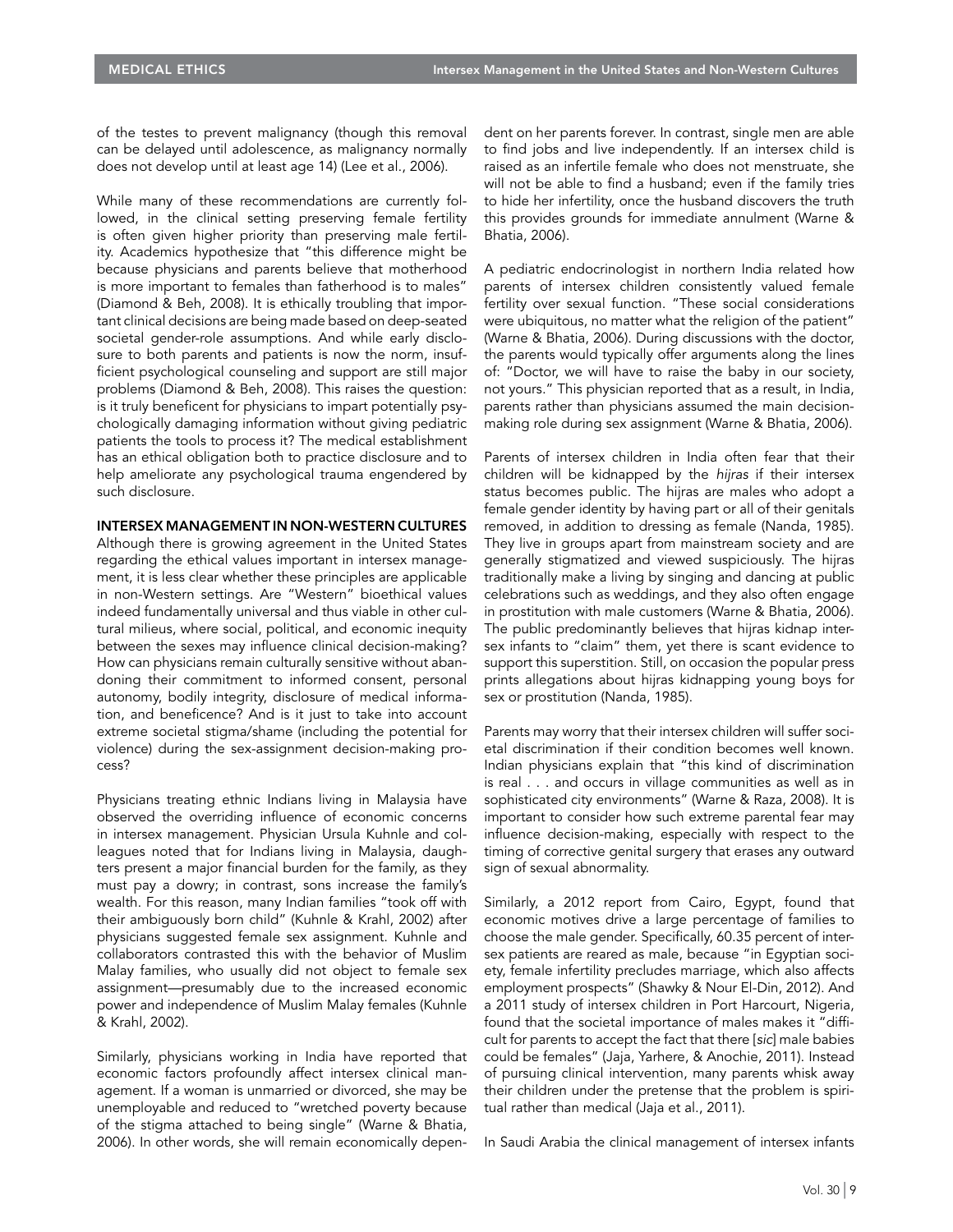of the testes to prevent malignancy (though this removal can be delayed until adolescence, as malignancy normally does not develop until at least age 14) (Lee et al., 2006).

While many of these recommendations are currently followed, in the clinical setting preserving female fertility is often given higher priority than preserving male fertility. Academics hypothesize that "this difference might be because physicians and parents believe that motherhood is more important to females than fatherhood is to males" (Diamond & Beh, 2008). It is ethically troubling that important clinical decisions are being made based on deep-seated societal gender-role assumptions. And while early disclosure to both parents and patients is now the norm, insufficient psychological counseling and support are still major problems (Diamond & Beh, 2008). This raises the question: is it truly beneficent for physicians to impart potentially psychologically damaging information without giving pediatric patients the tools to process it? The medical establishment has an ethical obligation both to practice disclosure and to help ameliorate any psychological trauma engendered by such disclosure.

## INTERSEX MANAGEMENT IN NON-WESTERN CULTURES

Although there is growing agreement in the United States regarding the ethical values important in intersex management, it is less clear whether these principles are applicable in non-Western settings. Are "Western" bioethical values indeed fundamentally universal and thus viable in other cultural milieus, where social, political, and economic inequity between the sexes may influence clinical decision-making? How can physicians remain culturally sensitive without abandoning their commitment to informed consent, personal autonomy, bodily integrity, disclosure of medical information, and beneficence? And is it just to take into account extreme societal stigma/shame (including the potential for violence) during the sex-assignment decision-making process?

Physicians treating ethnic Indians living in Malaysia have observed the overriding influence of economic concerns in intersex management. Physician Ursula Kuhnle and colleagues noted that for Indians living in Malaysia, daughters present a major financial burden for the family, as they must pay a dowry; in contrast, sons increase the family's wealth. For this reason, many Indian families "took off with their ambiguously born child" (Kuhnle & Krahl, 2002) after physicians suggested female sex assignment. Kuhnle and collaborators contrasted this with the behavior of Muslim Malay families, who usually did not object to female sex assignment—presumably due to the increased economic power and independence of Muslim Malay females (Kuhnle & Krahl, 2002).

Similarly, physicians working in India have reported that economic factors profoundly affect intersex clinical management. If a woman is unmarried or divorced, she may be unemployable and reduced to "wretched poverty because of the stigma attached to being single" (Warne & Bhatia, 2006). In other words, she will remain economically dependent on her parents forever. In contrast, single men are able to find jobs and live independently. If an intersex child is raised as an infertile female who does not menstruate, she will not be able to find a husband; even if the family tries to hide her infertility, once the husband discovers the truth this provides grounds for immediate annulment (Warne & Bhatia, 2006).

A pediatric endocrinologist in northern India related how parents of intersex children consistently valued female fertility over sexual function. "These social considerations were ubiquitous, no matter what the religion of the patient" (Warne & Bhatia, 2006). During discussions with the doctor, the parents would typically offer arguments along the lines of: "Doctor, we will have to raise the baby in our society, not yours." This physician reported that as a result, in India, parents rather than physicians assumed the main decision-making role during sex assignment (Warne & Bhatia, 2006).

Parents of intersex children in India often fear that their children will be kidnapped by the *hijras* if their intersex status becomes public. The hijras are males who adopt a female gender identity by having part or all of their genitals removed, in addition to dressing as female (Nanda, 1985). They live in groups apart from mainstream society and are generally stigmatized and viewed suspiciously. The hijras traditionally make a living by singing and dancing at public celebrations such as weddings, and they also often engage in prostitution with male customers (Warne & Bhatia, 2006). The public predominantly believes that hijras kidnap intersex infants to "claim" them, yet there is scant evidence to support this superstition. Still, on occasion the popular press prints allegations about hijras kidnapping young boys for sex or prostitution (Nanda, 1985).

Parents may worry that their intersex children will suffer societal discrimination if their condition becomes well known. Indian physicians explain that "this kind of discrimination is real . . . and occurs in village communities as well as in sophisticated city environments" (Warne & Raza, 2008). It is important to consider how such extreme parental fear may influence decision-making, especially with respect to the timing of corrective genital surgery that erases any outward sign of sexual abnormality.

Similarly, a 2012 report from Cairo, Egypt, found that economic motives drive a large percentage of families to choose the male gender. Specifically, 60.35 percent of intersex patients are reared as male, because "in Egyptian society, female infertility precludes marriage, which also affects employment prospects" (Shawky & Nour El-Din, 2012). And a 2011 study of intersex children in Port Harcourt, Nigeria, found that the societal importance of males makes it "difficult for parents to accept the fact that there [*sic*] male babies could be females" (Jaja, Yarhere, & Anochie, 2011). Instead of pursuing clinical intervention, many parents whisk away their children under the pretense that the problem is spiritual rather than medical (Jaja et al., 2011).

In Saudi Arabia the clinical management of intersex infants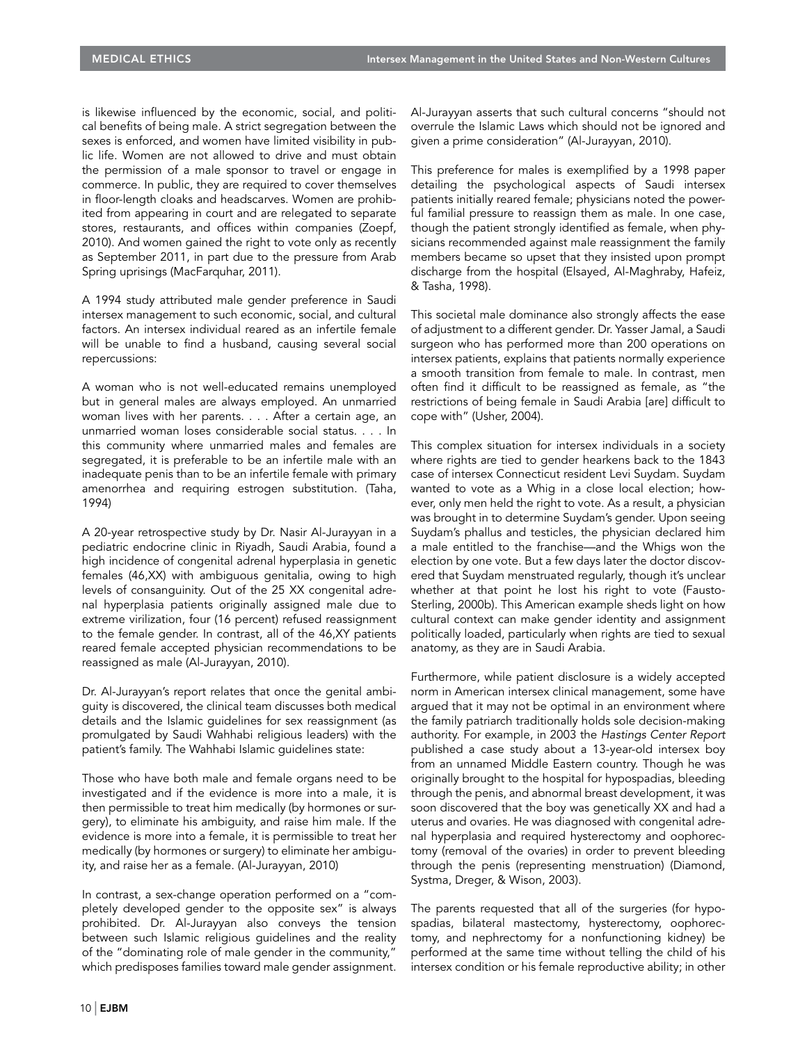is likewise influenced by the economic, social, and political benefits of being male. A strict segregation between the sexes is enforced, and women have limited visibility in public life. Women are not allowed to drive and must obtain the permission of a male sponsor to travel or engage in commerce. In public, they are required to cover themselves in floor-length cloaks and headscarves. Women are prohibited from appearing in court and are relegated to separate stores, restaurants, and offices within companies (Zoepf, 2010). And women gained the right to vote only as recently as September 2011, in part due to the pressure from Arab Spring uprisings (MacFarquhar, 2011).

A 1994 study attributed male gender preference in Saudi intersex management to such economic, social, and cultural factors. An intersex individual reared as an infertile female will be unable to find a husband, causing several social repercussions:

> A woman who is not well-educated remains unemployed but in general males are always employed. An unmarried woman lives with her parents. . . . After a certain age, an unmarried woman loses considerable social status. . . . In this community where unmarried males and females are segregated, it is preferable to be an infertile male with an inadequate penis than to be an infertile female with primary amenorrhea and requiring estrogen substitution. (Taha, 1994)

A 20-year retrospective study by Dr. Nasir Al-Jurayyan in a pediatric endocrine clinic in Riyadh, Saudi Arabia, found a high incidence of congenital adrenal hyperplasia in genetic females (46,XX) with ambiguous genitalia, owing to high levels of consanguinity. Out of the 25 XX congenital adrenal hyperplasia patients originally assigned male due to extreme virilization, four (16 percent) refused reassignment to the female gender. In contrast, all of the 46,XY patients reared female accepted physician recommendations to be reassigned as male (Al-Jurayyan, 2010).

Dr. Al-Jurayyan's report relates that once the genital ambiguity is discovered, the clinical team discusses both medical details and the Islamic guidelines for sex reassignment (as promulgated by Saudi Wahhabi religious leaders) with the patient's family. The Wahhabi Islamic guidelines state:

> Those who have both male and female organs need to be investigated and if the evidence is more into a male, it is then permissible to treat him medically (by hormones or surgery), to eliminate his ambiguity, and raise him male. If the evidence is more into a female, it is permissible to treat her medically (by hormones or surgery) to eliminate her ambiguity, and raise her as a female. (Al-Jurayyan, 2010)

In contrast, a sex-change operation performed on a "completely developed gender to the opposite sex" is always prohibited. Dr. Al-Jurayyan also conveys the tension between such Islamic religious guidelines and the reality of the "dominating role of male gender in the community," which predisposes families toward male gender assignment. Al-Jurayyan asserts that such cultural concerns "should not overrule the Islamic Laws which should not be ignored and given a prime consideration" (Al-Jurayyan, 2010).

This preference for males is exemplified by a 1998 paper detailing the psychological aspects of Saudi intersex patients initially reared female; physicians noted the powerful familial pressure to reassign them as male. In one case, though the patient strongly identified as female, when physicians recommended against male reassignment the family members became so upset that they insisted upon prompt discharge from the hospital (Elsayed, Al-Maghraby, Hafeiz, & Tasha, 1998).

This societal male dominance also strongly affects the ease of adjustment to a different gender. Dr. Yasser Jamal, a Saudi surgeon who has performed more than 200 operations on intersex patients, explains that patients normally experience a smooth transition from female to male. In contrast, men often find it difficult to be reassigned as female, as "the restrictions of being female in Saudi Arabia [are] difficult to cope with" (Usher, 2004).

This complex situation for intersex individuals in a society where rights are tied to gender hearkens back to the 1843 case of intersex Connecticut resident Levi Suydam. Suydam wanted to vote as a Whig in a close local election; however, only men held the right to vote. As a result, a physician was brought in to determine Suydam's gender. Upon seeing Suydam's phallus and testicles, the physician declared him a male entitled to the franchise—and the Whigs won the election by one vote. But a few days later the doctor discovered that Suydam menstruated regularly, though it's unclear whether at that point he lost his right to vote (Fausto-Sterling, 2000b). This American example sheds light on how cultural context can make gender identity and assignment politically loaded, particularly when rights are tied to sexual anatomy, as they are in Saudi Arabia.

Furthermore, while patient disclosure is a widely accepted norm in American intersex clinical management, some have argued that it may not be optimal in an environment where the family patriarch traditionally holds sole decision-making authority. For example, in 2003 the *Hastings Center Report* published a case study about a 13-year-old intersex boy from an unnamed Middle Eastern country. Though he was originally brought to the hospital for hypospadias, bleeding through the penis, and abnormal breast development, it was soon discovered that the boy was genetically XX and had a uterus and ovaries. He was diagnosed with congenital adrenal hyperplasia and required hysterectomy and oophorectomy (removal of the ovaries) in order to prevent bleeding through the penis (representing menstruation) (Diamond, Systma, Dreger, & Wison, 2003).

The parents requested that all of the surgeries (for hypospadias, bilateral mastectomy, hysterectomy, oophorectomy, and nephrectomy for a nonfunctioning kidney) be performed at the same time without telling the child of his intersex condition or his female reproductive ability; in other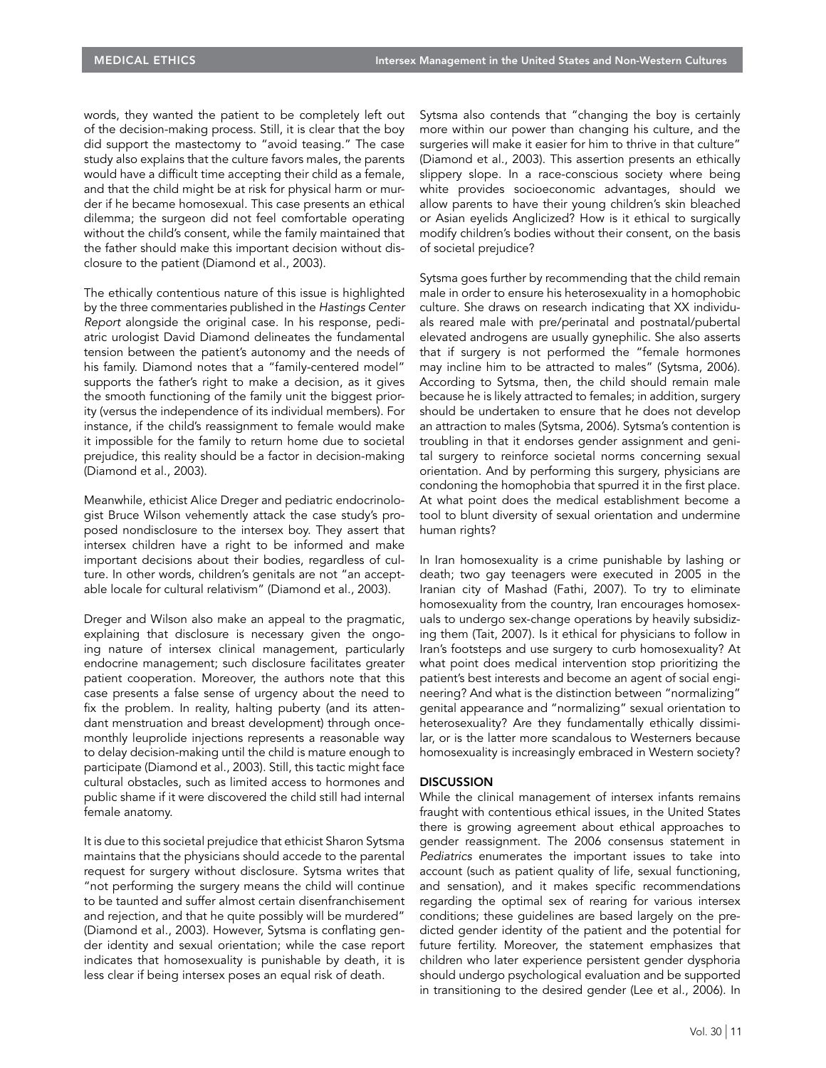words, they wanted the patient to be completely left out of the decision-making process. Still, it is clear that the boy did support the mastectomy to "avoid teasing." The case study also explains that the culture favors males, the parents would have a difficult time accepting their child as a female, and that the child might be at risk for physical harm or murder if he became homosexual. This case presents an ethical dilemma; the surgeon did not feel comfortable operating without the child's consent, while the family maintained that the father should make this important decision without disclosure to the patient (Diamond et al., 2003).

The ethically contentious nature of this issue is highlighted by the three commentaries published in the *Hastings Center Report* alongside the original case. In his response, pediatric urologist David Diamond delineates the fundamental tension between the patient's autonomy and the needs of his family. Diamond notes that a "family-centered model" supports the father's right to make a decision, as it gives the smooth functioning of the family unit the biggest priority (versus the independence of its individual members). For instance, if the child's reassignment to female would make it impossible for the family to return home due to societal prejudice, this reality should be a factor in decision-making (Diamond et al., 2003).

Meanwhile, ethicist Alice Dreger and pediatric endocrinologist Bruce Wilson vehemently attack the case study's proposed nondisclosure to the intersex boy. They assert that intersex children have a right to be informed and make important decisions about their bodies, regardless of culture. In other words, children's genitals are not "an acceptable locale for cultural relativism" (Diamond et al., 2003).

Dreger and Wilson also make an appeal to the pragmatic, explaining that disclosure is necessary given the ongoing nature of intersex clinical management, particularly endocrine management; such disclosure facilitates greater patient cooperation. Moreover, the authors note that this case presents a false sense of urgency about the need to fix the problem. In reality, halting puberty (and its attendant menstruation and breast development) through once-monthly leuprolide injections represents a reasonable way to delay decision-making until the child is mature enough to participate (Diamond et al., 2003). Still, this tactic might face cultural obstacles, such as limited access to hormones and public shame if it were discovered the child still had internal female anatomy.

It is due to this societal prejudice that ethicist Sharon Sytsma maintains that the physicians should accede to the parental request for surgery without disclosure. Sytsma writes that "not performing the surgery means the child will continue to be taunted and suffer almost certain disenfranchisement and rejection, and that he quite possibly will be murdered" (Diamond et al., 2003). However, Sytsma is conflating gender identity and sexual orientation; while the case report indicates that homosexuality is punishable by death, it is less clear if being intersex poses an equal risk of death.

Sytsma also contends that "changing the boy is certainly more within our power than changing his culture, and the surgeries will make it easier for him to thrive in that culture" (Diamond et al., 2003). This assertion presents an ethically slippery slope. In a race-conscious society where being white provides socioeconomic advantages, should we allow parents to have their young children's skin bleached or Asian eyelids Anglicized? How is it ethical to surgically modify children's bodies without their consent, on the basis of societal prejudice?

Sytsma goes further by recommending that the child remain male in order to ensure his heterosexuality in a homophobic culture. She draws on research indicating that XX individuals reared male with pre/perinatal and postnatal/pubertal elevated androgens are usually gynephilic. She also asserts that if surgery is not performed the "female hormones may incline him to be attracted to males" (Sytsma, 2006). According to Sytsma, then, the child should remain male because he is likely attracted to females; in addition, surgery should be undertaken to ensure that he does not develop an attraction to males (Sytsma, 2006). Sytsma's contention is troubling in that it endorses gender assignment and genital surgery to reinforce societal norms concerning sexual orientation. And by performing this surgery, physicians are condoning the homophobia that spurred it in the first place. At what point does the medical establishment become a tool to blunt diversity of sexual orientation and undermine human rights?

In Iran homosexuality is a crime punishable by lashing or death; two gay teenagers were executed in 2005 in the Iranian city of Mashad (Fathi, 2007). To try to eliminate homosexuality from the country, Iran encourages homosexuals to undergo sex-change operations by heavily subsidizing them (Tait, 2007). Is it ethical for physicians to follow in Iran's footsteps and use surgery to curb homosexuality? At what point does medical intervention stop prioritizing the patient's best interests and become an agent of social engineering? And what is the distinction between "normalizing" genital appearance and "normalizing" sexual orientation to heterosexuality? Are they fundamentally ethically dissimilar, or is the latter more scandalous to Westerners because homosexuality is increasingly embraced in Western society?

## DISCUSSION

While the clinical management of intersex infants remains fraught with contentious ethical issues, in the United States there is growing agreement about ethical approaches to gender reassignment. The 2006 consensus statement in *Pediatrics* enumerates the important issues to take into account (such as patient quality of life, sexual functioning, and sensation), and it makes specific recommendations regarding the optimal sex of rearing for various intersex conditions; these guidelines are based largely on the predicted gender identity of the patient and the potential for future fertility. Moreover, the statement emphasizes that children who later experience persistent gender dysphoria should undergo psychological evaluation and be supported in transitioning to the desired gender (Lee et al., 2006). In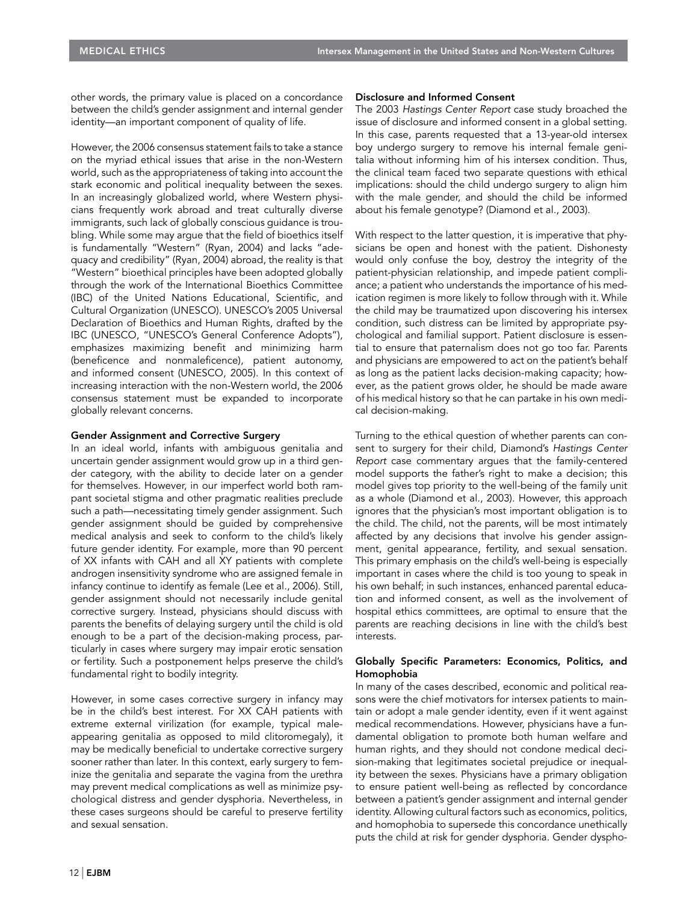other words, the primary value is placed on a concordance between the child's gender assignment and internal gender identity—an important component of quality of life.

However, the 2006 consensus statement fails to take a stance on the myriad ethical issues that arise in the non-Western world, such as the appropriateness of taking into account the stark economic and political inequality between the sexes. In an increasingly globalized world, where Western physicians frequently work abroad and treat culturally diverse immigrants, such lack of globally conscious guidance is troubling. While some may argue that the field of bioethics itself is fundamentally "Western" (Ryan, 2004) and lacks "adequacy and credibility" (Ryan, 2004) abroad, the reality is that "Western" bioethical principles have been adopted globally through the work of the International Bioethics Committee (IBC) of the United Nations Educational, Scientific, and Cultural Organization (UNESCO). UNESCO's 2005 Universal Declaration of Bioethics and Human Rights, drafted by the IBC (UNESCO, "UNESCO's General Conference Adopts"), emphasizes maximizing benefit and minimizing harm (beneficence and nonmaleficence), patient autonomy, and informed consent (UNESCO, 2005). In this context of increasing interaction with the non-Western world, the 2006 consensus statement must be expanded to incorporate globally relevant concerns.

### Gender Assignment and Corrective Surgery

In an ideal world, infants with ambiguous genitalia and uncertain gender assignment would grow up in a third gender category, with the ability to decide later on a gender for themselves. However, in our imperfect world both rampant societal stigma and other pragmatic realities preclude such a path—necessitating timely gender assignment. Such gender assignment should be guided by comprehensive medical analysis and seek to conform to the child's likely future gender identity. For example, more than 90 percent of XX infants with CAH and all XY patients with complete androgen insensitivity syndrome who are assigned female in infancy continue to identify as female (Lee et al., 2006). Still, gender assignment should not necessarily include genital corrective surgery. Instead, physicians should discuss with parents the benefits of delaying surgery until the child is old enough to be a part of the decision-making process, particularly in cases where surgery may impair erotic sensation or fertility. Such a postponement helps preserve the child's fundamental right to bodily integrity.

However, in some cases corrective surgery in infancy may be in the child's best interest. For XX CAH patients with extreme external virilization (for example, typical male-appearing genitalia as opposed to mild clitoromegaly), it may be medically beneficial to undertake corrective surgery sooner rather than later. In this context, early surgery to feminize the genitalia and separate the vagina from the urethra may prevent medical complications as well as minimize psychological distress and gender dysphoria. Nevertheless, in these cases surgeons should be careful to preserve fertility and sexual sensation.

### Disclosure and Informed Consent

The 2003 *Hastings Center Report* case study broached the issue of disclosure and informed consent in a global setting. In this case, parents requested that a 13-year-old intersex boy undergo surgery to remove his internal female genitalia without informing him of his intersex condition. Thus, the clinical team faced two separate questions with ethical implications: should the child undergo surgery to align him with the male gender, and should the child be informed about his female genotype? (Diamond et al., 2003).

With respect to the latter question, it is imperative that physicians be open and honest with the patient. Dishonesty would only confuse the boy, destroy the integrity of the patient-physician relationship, and impede patient compliance; a patient who understands the importance of his medication regimen is more likely to follow through with it. While the child may be traumatized upon discovering his intersex condition, such distress can be limited by appropriate psychological and familial support. Patient disclosure is essential to ensure that paternalism does not go too far. Parents and physicians are empowered to act on the patient's behalf as long as the patient lacks decision-making capacity; however, as the patient grows older, he should be made aware of his medical history so that he can partake in his own medical decision-making.

Turning to the ethical question of whether parents can consent to surgery for their child, Diamond's *Hastings Center Report* case commentary argues that the family-centered model supports the father's right to make a decision; this model gives top priority to the well-being of the family unit as a whole (Diamond et al., 2003). However, this approach ignores that the physician's most important obligation is to the child. The child, not the parents, will be most intimately affected by any decisions that involve his gender assignment, genital appearance, fertility, and sexual sensation. This primary emphasis on the child's well-being is especially important in cases where the child is too young to speak in his own behalf; in such instances, enhanced parental education and informed consent, as well as the involvement of hospital ethics committees, are optimal to ensure that the parents are reaching decisions in line with the child's best interests.

### Globally Specific Parameters: Economics, Politics, and Homophobia

In many of the cases described, economic and political reasons were the chief motivators for intersex patients to maintain or adopt a male gender identity, even if it went against medical recommendations. However, physicians have a fundamental obligation to promote both human welfare and human rights, and they should not condone medical decision-making that legitimates societal prejudice or inequality between the sexes. Physicians have a primary obligation to ensure patient well-being as reflected by concordance between a patient's gender assignment and internal gender identity. Allowing cultural factors such as economics, politics, and homophobia to supersede this concordance unethically puts the child at risk for gender dysphoria. Gender dyspho-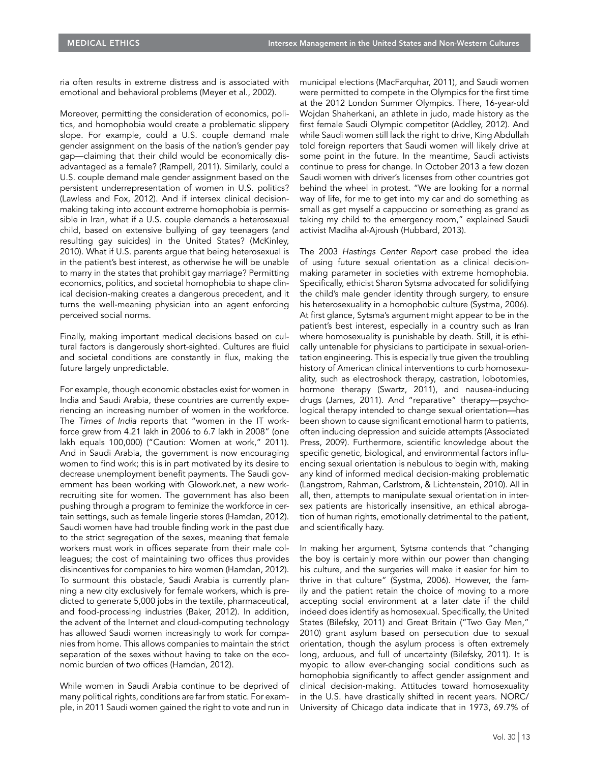ria often results in extreme distress and is associated with emotional and behavioral problems (Meyer et al., 2002).

Moreover, permitting the consideration of economics, politics, and homophobia would create a problematic slippery slope. For example, could a U.S. couple demand male gender assignment on the basis of the nation's gender pay gap—claiming that their child would be economically disadvantaged as a female? (Rampell, 2011). Similarly, could a U.S. couple demand male gender assignment based on the persistent underrepresentation of women in U.S. politics? (Lawless and Fox, 2012). And if intersex clinical decision-making taking into account extreme homophobia is permissible in Iran, what if a U.S. couple demands a heterosexual child, based on extensive bullying of gay teenagers (and resulting gay suicides) in the United States? (McKinley, 2010). What if U.S. parents argue that being heterosexual is in the patient's best interest, as otherwise he will be unable to marry in the states that prohibit gay marriage? Permitting economics, politics, and societal homophobia to shape clinical decision-making creates a dangerous precedent, and it turns the well-meaning physician into an agent enforcing perceived social norms.

Finally, making important medical decisions based on cultural factors is dangerously short-sighted. Cultures are fluid and societal conditions are constantly in flux, making the future largely unpredictable.

For example, though economic obstacles exist for women in India and Saudi Arabia, these countries are currently experiencing an increasing number of women in the workforce. The *Times of India* reports that "women in the IT workforce grew from 4.21 lakh in 2006 to 6.7 lakh in 2008" (one lakh equals 100,000) ("Caution: Women at work," 2011). And in Saudi Arabia, the government is now encouraging women to find work; this is in part motivated by its desire to decrease unemployment benefit payments. The Saudi government has been working with Glowork.net, a new work-recruiting site for women. The government has also been pushing through a program to feminize the workforce in certain settings, such as female lingerie stores (Hamdan, 2012). Saudi women have had trouble finding work in the past due to the strict segregation of the sexes, meaning that female workers must work in offices separate from their male colleagues; the cost of maintaining two offices thus provides disincentives for companies to hire women (Hamdan, 2012). To surmount this obstacle, Saudi Arabia is currently planning a new city exclusively for female workers, which is predicted to generate 5,000 jobs in the textile, pharmaceutical, and food-processing industries (Baker, 2012). In addition, the advent of the Internet and cloud-computing technology has allowed Saudi women increasingly to work for companies from home. This allows companies to maintain the strict separation of the sexes without having to take on the economic burden of two offices (Hamdan, 2012).

While women in Saudi Arabia continue to be deprived of many political rights, conditions are far from static. For example, in 2011 Saudi women gained the right to vote and run in municipal elections (MacFarquhar, 2011), and Saudi women were permitted to compete in the Olympics for the first time at the 2012 London Summer Olympics. There, 16-year-old Wojdan Shaherkani, an athlete in judo, made history as the first female Saudi Olympic competitor (Addley, 2012). And while Saudi women still lack the right to drive, King Abdullah told foreign reporters that Saudi women will likely drive at some point in the future. In the meantime, Saudi activists continue to press for change. In October 2013 a few dozen Saudi women with driver's licenses from other countries got behind the wheel in protest. "We are looking for a normal way of life, for me to get into my car and do something as small as get myself a cappuccino or something as grand as taking my child to the emergency room," explained Saudi activist Madiha al-Ajroush (Hubbard, 2013).

The 2003 *Hastings Center Report* case probed the idea of using future sexual orientation as a clinical decision-making parameter in societies with extreme homophobia. Specifically, ethicist Sharon Sytsma advocated for solidifying the child's male gender identity through surgery, to ensure his heterosexuality in a homophobic culture (Systma, 2006). At first glance, Sytsma's argument might appear to be in the patient's best interest, especially in a country such as Iran where homosexuality is punishable by death. Still, it is ethically untenable for physicians to participate in sexual-orientation engineering. This is especially true given the troubling history of American clinical interventions to curb homosexuality, such as electroshock therapy, castration, lobotomies, hormone therapy (Swartz, 2011), and nausea-inducing drugs (James, 2011). And "reparative" therapy—psychological therapy intended to change sexual orientation—has been shown to cause significant emotional harm to patients, often inducing depression and suicide attempts (Associated Press, 2009). Furthermore, scientific knowledge about the specific genetic, biological, and environmental factors influencing sexual orientation is nebulous to begin with, making any kind of informed medical decision-making problematic (Langstrom, Rahman, Carlstrom, & Lichtenstein, 2010). All in all, then, attempts to manipulate sexual orientation in intersex patients are historically insensitive, an ethical abrogation of human rights, emotionally detrimental to the patient, and scientifically hazy.

In making her argument, Sytsma contends that "changing the boy is certainly more within our power than changing his culture, and the surgeries will make it easier for him to thrive in that culture" (Systma, 2006). However, the family and the patient retain the choice of moving to a more accepting social environment at a later date if the child indeed does identify as homosexual. Specifically, the United States (Bilefsky, 2011) and Great Britain ("Two Gay Men," 2010) grant asylum based on persecution due to sexual orientation, though the asylum process is often extremely long, arduous, and full of uncertainty (Bilefsky, 2011). It is myopic to allow ever-changing social conditions such as homophobia significantly to affect gender assignment and clinical decision-making. Attitudes toward homosexuality in the U.S. have drastically shifted in recent years. NORC/University of Chicago data indicate that in 1973, 69.7% of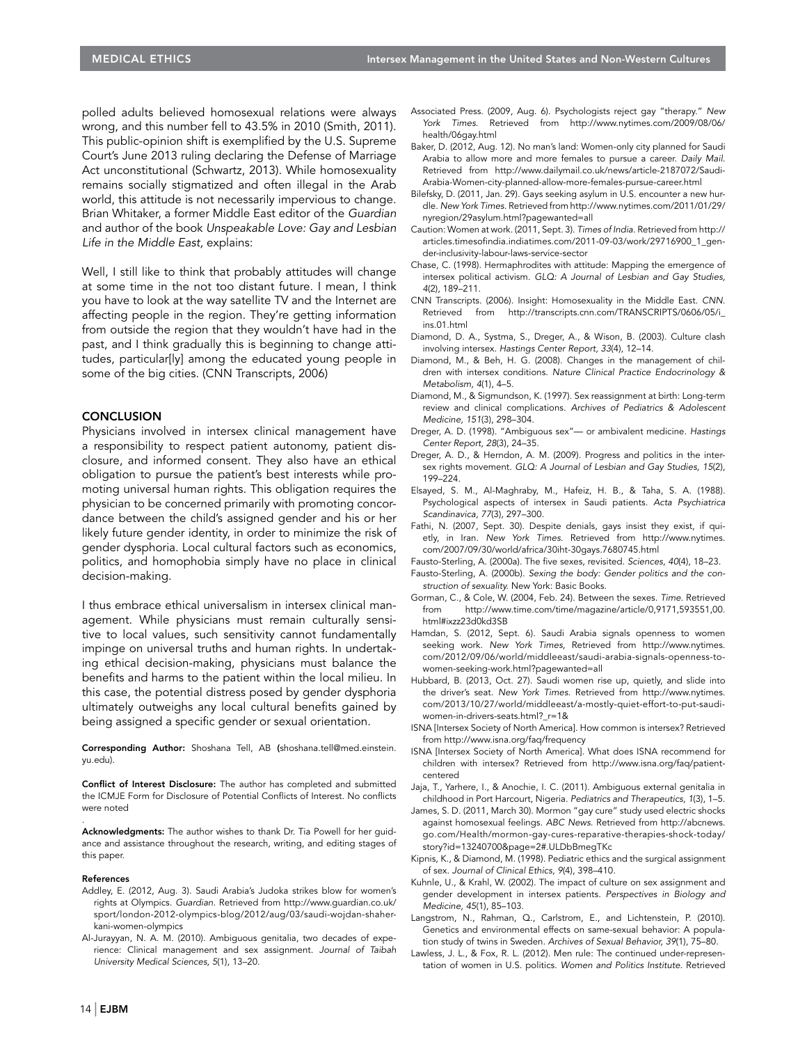polled adults believed homosexual relations were always wrong, and this number fell to 43.5% in 2010 (Smith, 2011). This public-opinion shift is exemplified by the U.S. Supreme Court's June 2013 ruling declaring the Defense of Marriage Act unconstitutional (Schwartz, 2013). While homosexuality remains socially stigmatized and often illegal in the Arab world, this attitude is not necessarily impervious to change. Brian Whitaker, a former Middle East editor of the *Guardian* and author of the book *Unspeakable Love: Gay and Lesbian Life in the Middle East,* explains:

Well, I still like to think that probably attitudes will change at some time in the not too distant future. I mean, I think you have to look at the way satellite TV and the Internet are affecting people in the region. They're getting information from outside the region that they wouldn't have had in the past, and I think gradually this is beginning to change attitudes, particular[ly] among the educated young people in some of the big cities. (CNN Transcripts, 2006)

## CONCLUSION

Physicians involved in intersex clinical management have a responsibility to respect patient autonomy, patient disclosure, and informed consent. They also have an ethical obligation to pursue the patient's best interests while promoting universal human rights. This obligation requires the physician to be concerned primarily with promoting concordance between the child's assigned gender and his or her likely future gender identity, in order to minimize the risk of gender dysphoria. Local cultural factors such as economics, politics, and homophobia simply have no place in clinical decision-making.

I thus embrace ethical universalism in intersex clinical management. While physicians must remain culturally sensitive to local values, such sensitivity cannot fundamentally impinge on universal truths and human rights. In undertaking ethical decision-making, physicians must balance the benefits and harms to the patient within the local milieu. In this case, the potential distress posed by gender dysphoria ultimately outweighs any local cultural benefits gained by being assigned a specific gender or sexual orientation.

**Corresponding Author:** Shoshana Tell, AB (shoshana.tell@med.einstein.yu.edu).

**Conflict of Interest Disclosure:** The author has completed and submitted the ICMJE Form for Disclosure of Potential Conflicts of Interest. No conflicts were noted

**Acknowledgments:** The author wishes to thank Dr. Tia Powell for her guidance and assistance throughout the research, writing, and editing stages of this paper.

### References

Addley, E. (2012, Aug. 3). Saudi Arabia's Judoka strikes blow for women's rights at Olympics. *Guardian*. Retrieved from http://www.guardian.co.uk/sport/london-2012-olympics-blog/2012/aug/03/saudi-wojdan-shaherkani-women-olympics

Al-Jurayyan, N. A. M. (2010). Ambiguous genitalia, two decades of experience: Clinical management and sex assignment. *Journal of Taibah University Medical Sciences, 5*(1), 13–20.

Associated Press. (2009, Aug. 6). Psychologists reject gay "therapy." *New York Times*. Retrieved from http://www.nytimes.com/2009/08/06/health/06gay.html

Baker, D. (2012, Aug. 12). No man's land: Women-only city planned for Saudi Arabia to allow more and more females to pursue a career. *Daily Mail*. Retrieved from http://www.dailymail.co.uk/news/article-2187072/Saudi-Arabia-Women-city-planned-allow-more-females-pursue-career.html

Bilefsky, D. (2011, Jan. 29). Gays seeking asylum in U.S. encounter a new hurdle. *New York Times*. Retrieved from http://www.nytimes.com/2011/01/29/nyregion/29asylum.html?pagewanted=all

Caution: Women at work. (2011, Sept. 3). *Times of India*. Retrieved from http://articles.timesofindia.indiatimes.com/2011-09-03/work/29716900_1_gender-inclusivity-labour-laws-service-sector

Chase, C. (1998). Hermaphrodites with attitude: Mapping the emergence of intersex political activism. *GLQ: A Journal of Lesbian and Gay Studies, 4*(2), 189–211.

CNN Transcripts. (2006). Insight: Homosexuality in the Middle East. *CNN*. Retrieved from http://transcripts.cnn.com/TRANSCRIPTS/0606/05/i_ins.01.html

Diamond, D. A., Systma, S., Dreger, A., & Wison, B. (2003). Culture clash involving intersex. *Hastings Center Report, 33*(4), 12–14.

Diamond, M., & Beh, H. G. (2008). Changes in the management of children with intersex conditions. *Nature Clinical Practice Endocrinology & Metabolism, 4*(1), 4–5.

Diamond, M., & Sigmundson, K. (1997). Sex reassignment at birth: Long-term review and clinical complications. *Archives of Pediatrics & Adolescent Medicine, 151*(3), 298–304.

Dreger, A. D. (1998). "Ambiguous sex"— or ambivalent medicine. *Hastings Center Report, 28*(3), 24–35.

Dreger, A. D., & Herndon, A. M. (2009). Progress and politics in the intersex rights movement. *GLQ: A Journal of Lesbian and Gay Studies, 15*(2), 199–224.

Elsayed, S. M., Al-Maghraby, M., Hafeiz, H. B., & Taha, S. A. (1988). Psychological aspects of intersex in Saudi patients. *Acta Psychiatrica Scandinavica, 77*(3), 297–300.

Fathi, N. (2007, Sept. 30). Despite denials, gays insist they exist, if quietly, in Iran. *New York Times*. Retrieved from http://www.nytimes.com/2007/09/30/world/africa/30iht-30gays.7680745.html

Fausto-Sterling, A. (2000a). The five sexes, revisited. *Sciences, 40*(4), 18–23.

Fausto-Sterling, A. (2000b). *Sexing the body: Gender politics and the construction of sexuality.* New York: Basic Books.

Gorman, C., & Cole, W. (2004, Feb. 24). Between the sexes. *Time*. Retrieved from http://www.time.com/time/magazine/article/0,9171,593551,00.html#ixzz23d0kd3SB

Hamdan, S. (2012, Sept. 6). Saudi Arabia signals openness to women seeking work. *New York Times*, Retrieved from http://www.nytimes.com/2012/09/06/world/middleeast/saudi-arabia-signals-openness-to-women-seeking-work.html?pagewanted=all

Hubbard, B. (2013, Oct. 27). Saudi women rise up, quietly, and slide into the driver's seat. *New York Times*. Retrieved from http://www.nytimes.com/2013/10/27/world/middleeast/a-mostly-quiet-effort-to-put-saudi-women-in-drivers-seats.html?_r=1&

ISNA [Intersex Society of North America]. How common is intersex? Retrieved from http://www.isna.org/faq/frequency

ISNA [Intersex Society of North America]. What does ISNA recommend for children with intersex? Retrieved from http://www.isna.org/faq/patient-centered

Jaja, T., Yarhere, I., & Anochie, I. C. (2011). Ambiguous external genitalia in childhood in Port Harcourt, Nigeria. *Pediatrics and Therapeutics, 1*(3), 1–5.

James, S. D. (2011, March 30). Mormon "gay cure" study used electric shocks against homosexual feelings. *ABC News*. Retrieved from http://abcnews.go.com/Health/mormon-gay-cures-reparative-therapies-shock-today/story?id=13240700&page=2#.ULDbBmegTKc

Kipnis, K., & Diamond, M. (1998). Pediatric ethics and the surgical assignment of sex. *Journal of Clinical Ethics, 9*(4), 398–410.

Kuhnle, U., & Krahl, W. (2002). The impact of culture on sex assignment and gender development in intersex patients. *Perspectives in Biology and Medicine, 45*(1), 85–103.

Langstrom, N., Rahman, Q., Carlstrom, E., and Lichtenstein, P. (2010). Genetics and environmental effects on same-sexual behavior: A population study of twins in Sweden. *Archives of Sexual Behavior, 39*(1), 75–80.

Lawless, J. L., & Fox, R. L. (2012). Men rule: The continued under-representation of women in U.S. politics. *Women and Politics Institute*. Retrieved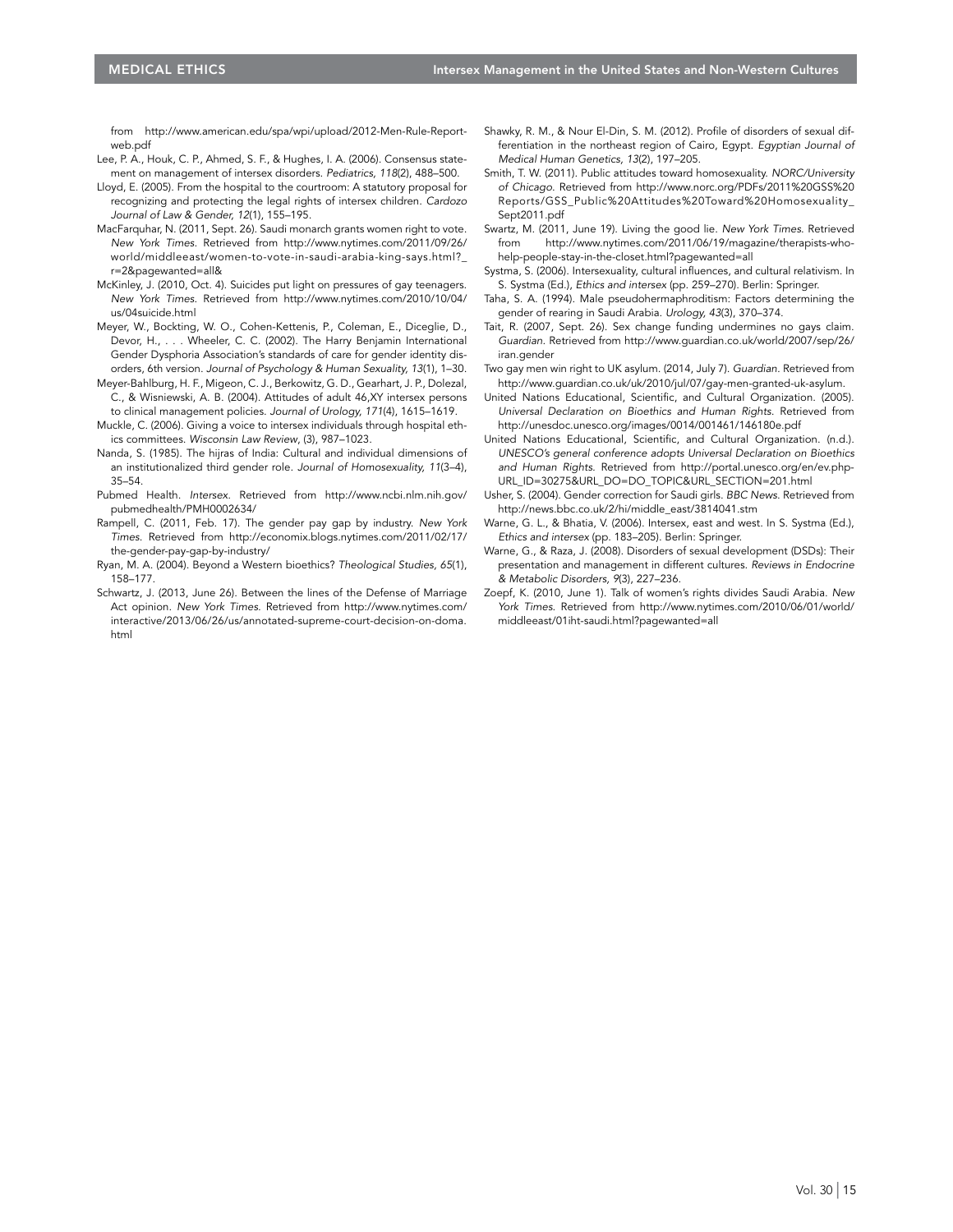from http://www.american.edu/spa/wpi/upload/2012-Men-Rule-Report-web.pdf

Lee, P. A., Houk, C. P., Ahmed, S. F., & Hughes, I. A. (2006). Consensus statement on management of intersex disorders. *Pediatrics, 118*(2), 488–500.

Lloyd, E. (2005). From the hospital to the courtroom: A statutory proposal for recognizing and protecting the legal rights of intersex children. *Cardozo Journal of Law & Gender, 12*(1), 155–195.

MacFarquhar, N. (2011, Sept. 26). Saudi monarch grants women right to vote. *New York Times*. Retrieved from http://www.nytimes.com/2011/09/26/world/middleeast/women-to-vote-in-saudi-arabia-king-says.html?_r=2&pagewanted=all&

McKinley, J. (2010, Oct. 4). Suicides put light on pressures of gay teenagers. *New York Times*. Retrieved from http://www.nytimes.com/2010/10/04/us/04suicide.html

Meyer, W., Bockting, W. O., Cohen-Kettenis, P., Coleman, E., Diceglie, D., Devor, H., . . . Wheeler, C. C. (2002). The Harry Benjamin International Gender Dysphoria Association's standards of care for gender identity disorders, 6th version. *Journal of Psychology & Human Sexuality, 13*(1), 1–30.

Meyer-Bahlburg, H. F., Migeon, C. J., Berkowitz, G. D., Gearhart, J. P., Dolezal, C., & Wisniewski, A. B. (2004). Attitudes of adult 46,XY intersex persons to clinical management policies. *Journal of Urology, 171*(4), 1615–1619.

Muckle, C. (2006). Giving a voice to intersex individuals through hospital ethics committees. *Wisconsin Law Review*, (3), 987–1023.

Nanda, S. (1985). The hijras of India: Cultural and individual dimensions of an institutionalized third gender role. *Journal of Homosexuality, 11*(3–4), 35–54.

Pubmed Health. *Intersex*. Retrieved from http://www.ncbi.nlm.nih.gov/pubmedhealth/PMH0002634/

Rampell, C. (2011, Feb. 17). The gender pay gap by industry. *New York Times*. Retrieved from http://economix.blogs.nytimes.com/2011/02/17/the-gender-pay-gap-by-industry/

Ryan, M. A. (2004). Beyond a Western bioethics? *Theological Studies, 65*(1), 158–177.

Schwartz, J. (2013, June 26). Between the lines of the Defense of Marriage Act opinion. *New York Times*. Retrieved from http://www.nytimes.com/interactive/2013/06/26/us/annotated-supreme-court-decision-on-doma.html

Shawky, R. M., & Nour El-Din, S. M. (2012). Profile of disorders of sexual differentiation in the northeast region of Cairo, Egypt. *Egyptian Journal of Medical Human Genetics, 13*(2), 197–205.

Smith, T. W. (2011). Public attitudes toward homosexuality. *NORC/University of Chicago*. Retrieved from http://www.norc.org/PDFs/2011%20GSS%20Reports/GSS_Public%20Attitudes%20Toward%20Homosexuality_Sept2011.pdf

Swartz, M. (2011, June 19). Living the good lie. *New York Times*. Retrieved from http://www.nytimes.com/2011/06/19/magazine/therapists-who-help-people-stay-in-the-closet.html?pagewanted=all

Systma, S. (2006). Intersexuality, cultural influences, and cultural relativism. In S. Systma (Ed.), *Ethics and intersex* (pp. 259–270). Berlin: Springer.

Taha, S. A. (1994). Male pseudohermaphroditism: Factors determining the gender of rearing in Saudi Arabia. *Urology, 43*(3), 370–374.

Tait, R. (2007, Sept. 26). Sex change funding undermines no gays claim. *Guardian*. Retrieved from http://www.guardian.co.uk/world/2007/sep/26/iran.gender

Two gay men win right to UK asylum. (2014, July 7). *Guardian*. Retrieved from http://www.guardian.co.uk/uk/2010/jul/07/gay-men-granted-uk-asylum.

United Nations Educational, Scientific, and Cultural Organization. (2005). *Universal Declaration on Bioethics and Human Rights*. Retrieved from http://unesdoc.unesco.org/images/0014/001461/146180e.pdf

United Nations Educational, Scientific, and Cultural Organization. (n.d.). *UNESCO's general conference adopts Universal Declaration on Bioethics and Human Rights*. Retrieved from http://portal.unesco.org/en/ev.php-URL_ID=30275&URL_DO=DO_TOPIC&URL_SECTION=201.html

Usher, S. (2004). Gender correction for Saudi girls. *BBC News*. Retrieved from http://news.bbc.co.uk/2/hi/middle_east/3814041.stm

Warne, G. L., & Bhatia, V. (2006). Intersex, east and west. In S. Systma (Ed.), *Ethics and intersex* (pp. 183–205). Berlin: Springer.

Warne, G., & Raza, J. (2008). Disorders of sexual development (DSDs): Their presentation and management in different cultures. *Reviews in Endocrine & Metabolic Disorders, 9*(3), 227–236.

Zoepf, K. (2010, June 1). Talk of women's rights divides Saudi Arabia. *New York Times*. Retrieved from http://www.nytimes.com/2010/06/01/world/middleeast/01iht-saudi.html?pagewanted=all